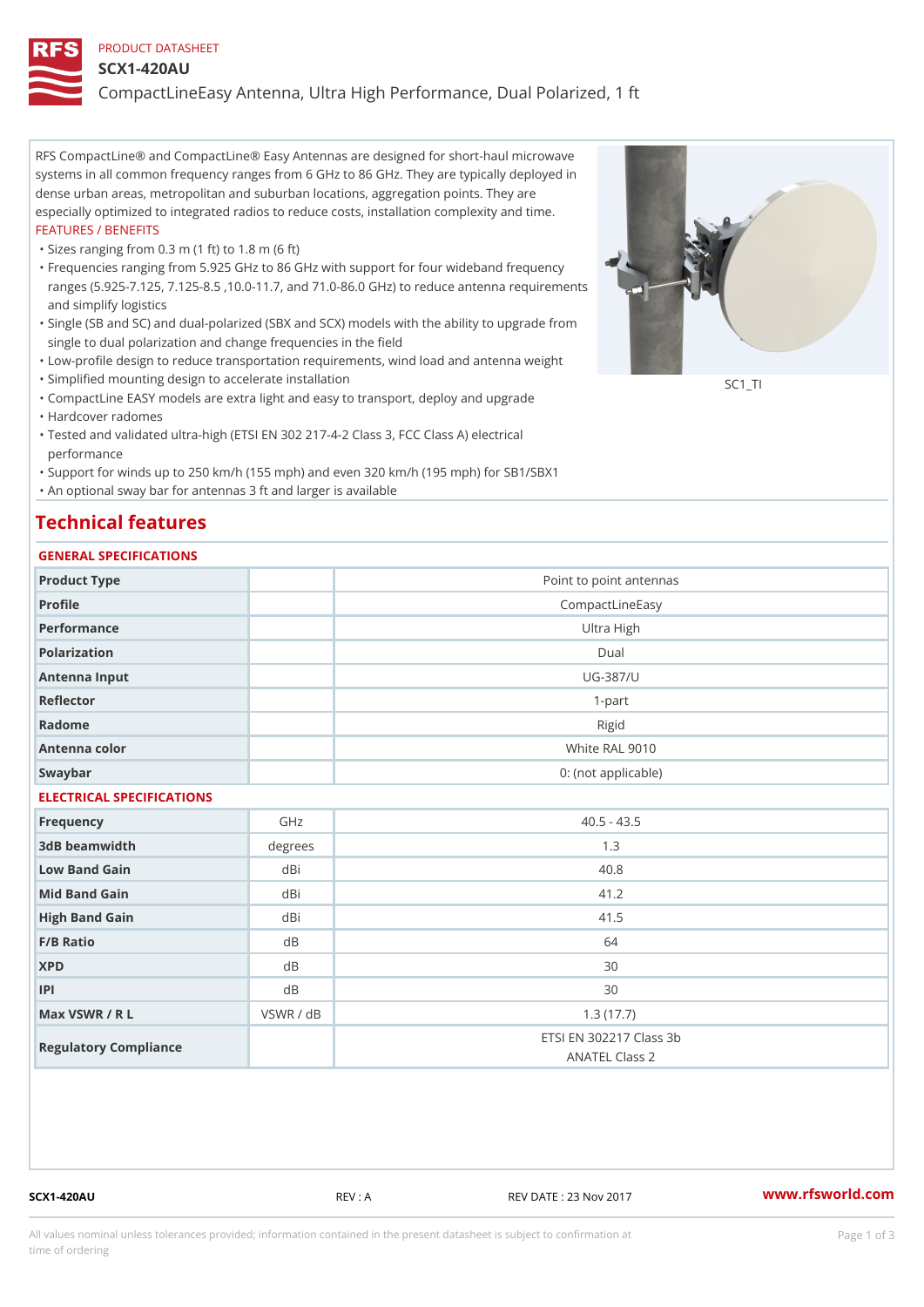PRODUCT DATASHEET

# SCX1-420AU

## CompactLineEasy Antenna, Ultra High Performance, Dual Polarized, 1 ft

RFS CompactLine® and CompactLine® Easy Antennas are designed for short-haul microwave systems in all common frequency ranges from 6 GHz to 86 GHz. They are typically deployed in dense urban areas, metropolitan and suburban locations, aggregation points. They are especially optimized to integrated radios to reduce costs, installation complexity and time.

FEATURES / BENEFITS

- Sizes ranging from 0.3 m (1 ft) to 1.8 m (6 ft)
- Frequencies ranging from 5.925 GHz to 86 GHz with support for four wideband frequency ranges (5.925-7.125, 7.125-8.5 ,10.0-11.7, and 71.0-86.0 GHz) to reduce antenna requirements and simplify logistics
- Single (SB and SC) and dual-polarized (SBX and SCX) models with the ability to upgrade from single to dual polarization and change frequencies in the field
- Low-profile design to reduce transportation requirements, wind load and antenna weight
- Simplified mounting design to accelerate installation
- CompactLine EASY models are extra light and easy to transport, deploy and upgrade
- Hardcover radomes
- Tested and validated ultra-high (ETSI EN 302 217-4-2 Class 3, FCC Class A) electrical performance
- Support for winds up to 250 km/h (155 mph) and even 320 km/h (195 mph) for SB1/SBX1
- An optional sway bar for antennas 3 ft and larger is available

SC1_TI

## Technical features

### GENERAL SPECIFICATIONS

| | | |
|---|---|---|
| Product Type | | Point to point antennas |
| Profile | | CompactLineEasy |
| Performance | | Ultra High |
| Polarization | | Dual |
| Antenna Input | | UG-387/U |
| Reflector | | 1-part |
| Radome | | Rigid |
| Antenna color | | White RAL 9010 |
| Swaybar | | 0: (not applicable) |

### ELECTRICAL SPECIFICATIONS

| | | |
|---|---|---|
| Frequency | GHz | 40.5 - 43.5 |
| 3dB beamwidth | degrees | 1.3 |
| Low Band Gain | dBi | 40.8 |
| Mid Band Gain | dBi | 41.2 |
| High Band Gain | dBi | 41.5 |
| F/B Ratio | dB | 64 |
| XPD | dB | 30 |
| IPI | dB | 30 |
| Max VSWR / R L | VSWR / dB | 1.3 (17.7) |
| Regulatory Compliance | | ETSI EN 302217 Class 3b<br>ANATEL Class 2 |

SCX1-420AU REV : A REV DATE : 23 Nov 2017 www.rfsworld.com

All values nominal unless tolerances provided; information contained in the present datasheet is subject to confirmation at time of ordering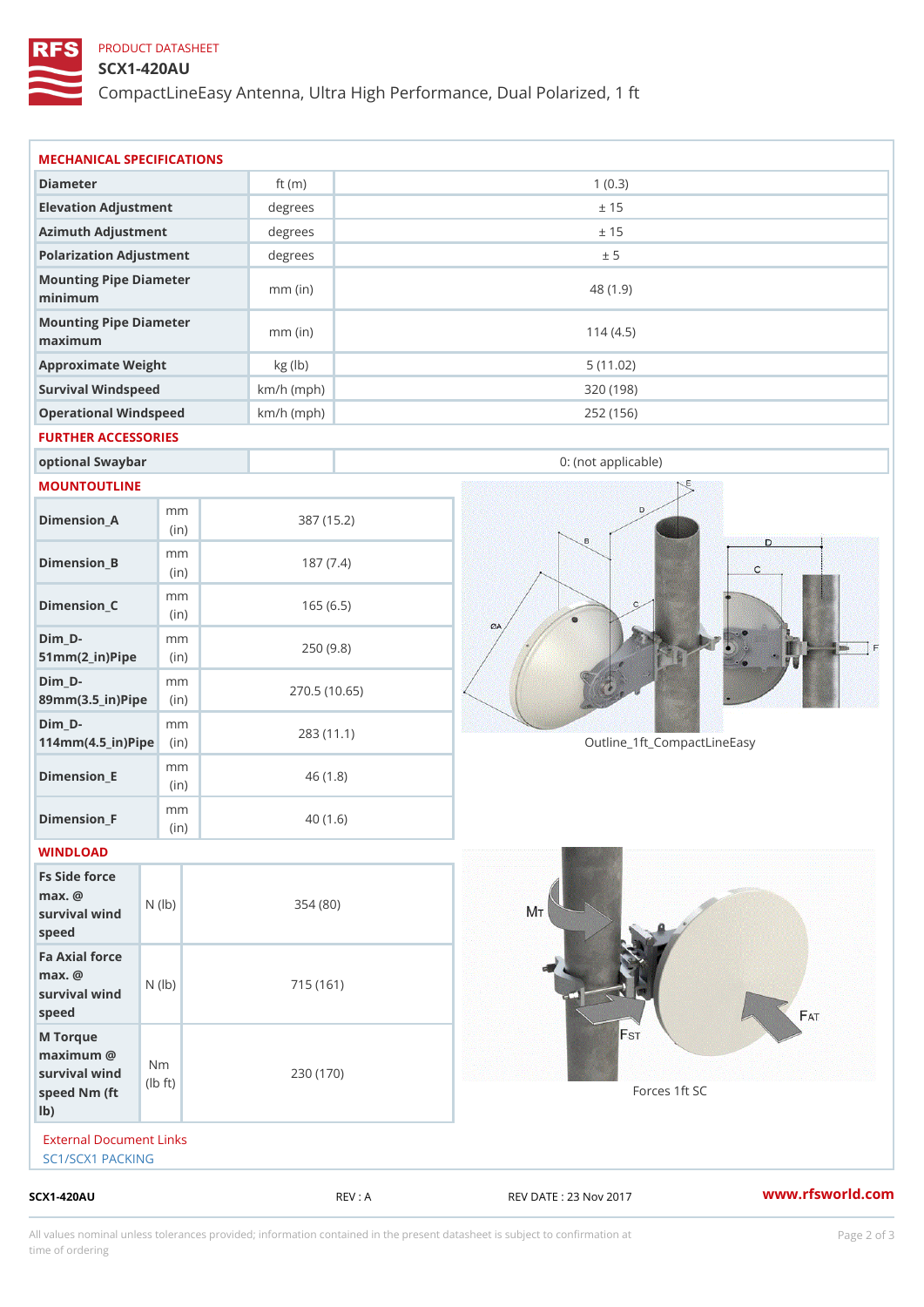PRODUCT DATASHEET

# SCX1-420AU

CompactLineEasy Antenna, Ultra High Performance, Dual Polarized, 1 ft

## MECHANICAL SPECIFICATIONS

| | | |
|---|---|---|
| Diameter | ft (m) | 1 (0.3) |
| Elevation Adjustment | degrees | ± 15 |
| Azimuth Adjustment | degrees | ± 15 |
| Polarization Adjustment | degrees | ± 5 |
| Mounting Pipe Diameter minimum | mm (in) | 48 (1.9) |
| Mounting Pipe Diameter maximum | mm (in) | 114 (4.5) |
| Approximate Weight | kg (lb) | 5 (11.02) |
| Survival Windspeed | km/h (mph) | 320 (198) |
| Operational Windspeed | km/h (mph) | 252 (156) |

## FURTHER ACCESSORIES

| | | |
|---|---|---|
| optional Swaybar | | 0: (not applicable) |

## MOUNTOUTLINE

| | | |
|---|---|---|
| Dimension_A | mm (in) | 387 (15.2) |
| Dimension_B | mm (in) | 187 (7.4) |
| Dimension_C | mm (in) | 165 (6.5) |
| Dim_D-51mm(2_in)Pipe | mm (in) | 250 (9.8) |
| Dim_D-89mm(3.5_in)Pipe | mm (in) | 270.5 (10.65) |
| Dim_D-114mm(4.5_in)Pipe | mm (in) | 283 (11.1) |
| Dimension_E | mm (in) | 46 (1.8) |
| Dimension_F | mm (in) | 40 (1.6) |

Outline_1ft_CompactLineEasy

## WINDLOAD

| | | |
|---|---|---|
| Fs Side force max. @ survival wind speed | N (lb) | 354 (80) |
| Fa Axial force max. @ survival wind speed | N (lb) | 715 (161) |
| M Torque maximum @ survival wind speed Nm (ft lb) | Nm (lb ft) | 230 (170) |

Forces 1ft SC

External Document Links

SC1/SCX1 PACKING

SCX1-420AU REV : A REV DATE : 23 Nov 2017 www.rfsworld.com

All values nominal unless tolerances provided; information contained in the present datasheet is subject to confirmation at time of ordering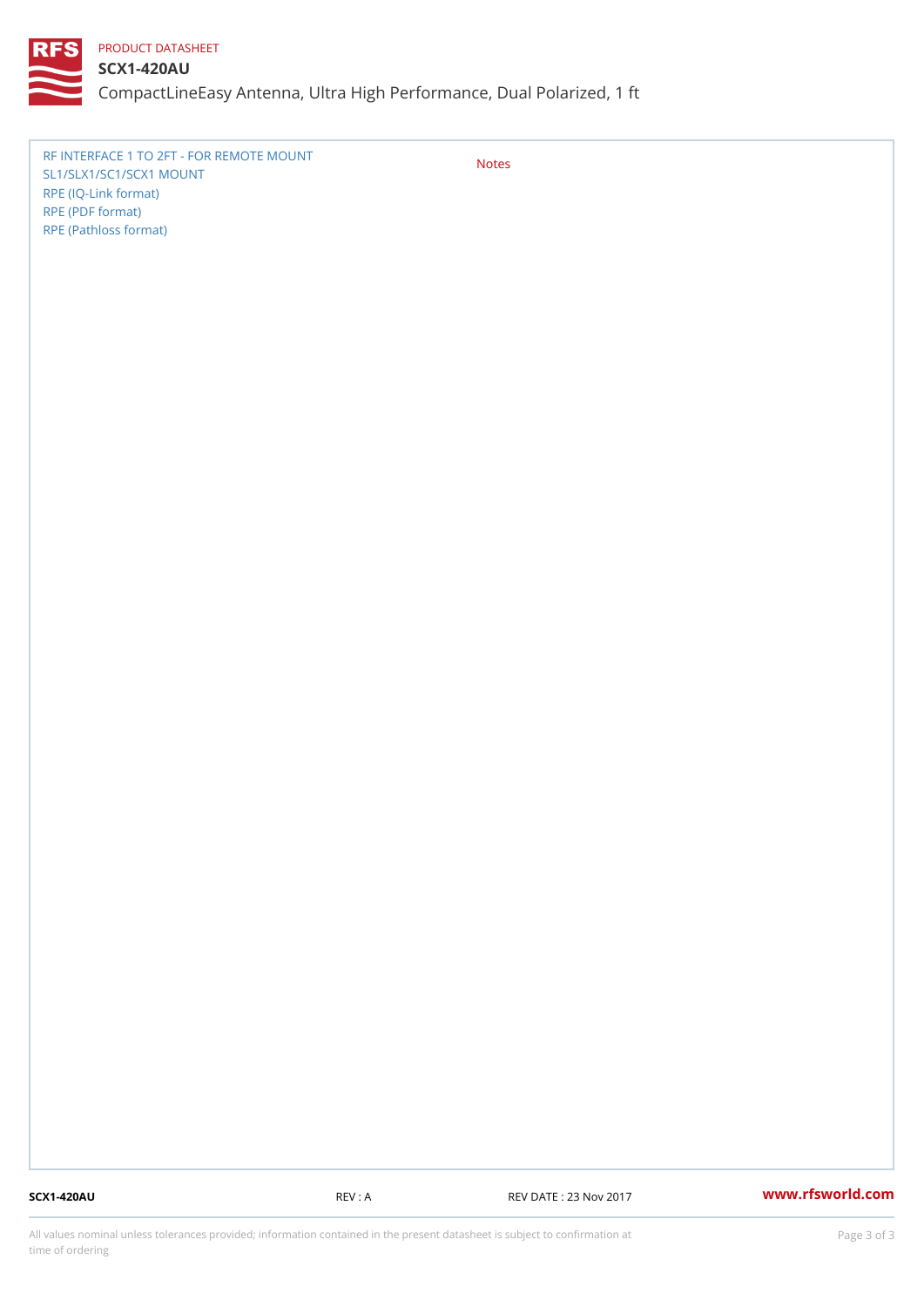RF INTERFACE 1 TO 2FT - FOR REMOTE MOUNT
SL1/SLX1/SC1/SCX1 MOUNT
RPE (IQ-Link format)
RPE (PDF format)
RPE (Pathloss format)

Notes